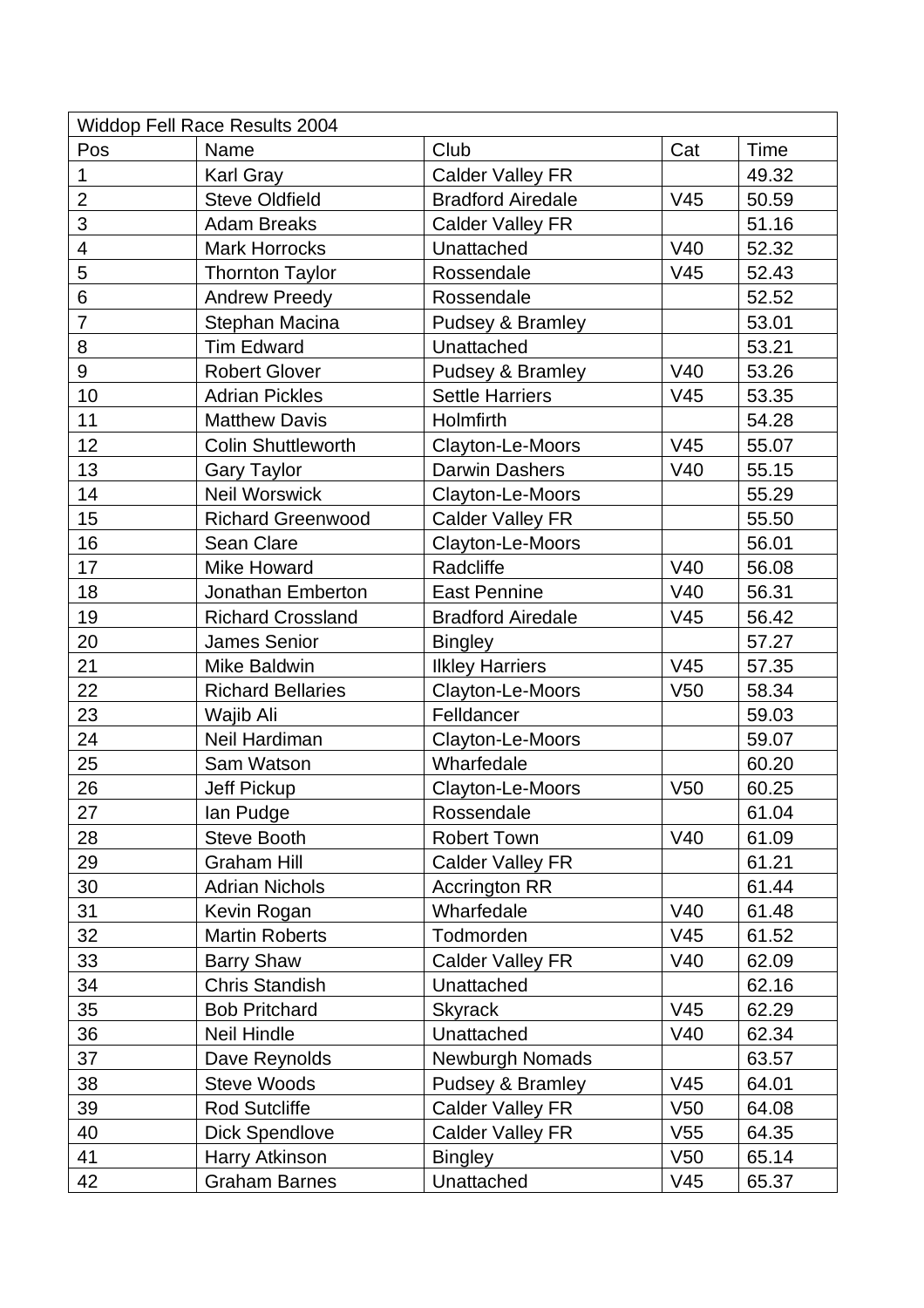| Widdop Fell Race Results 2004 | | | | |
|---|---|---|---|---|
| Pos | Name | Club | Cat | Time |
| 1 | Karl Gray | Calder Valley FR | | 49.32 |
| 2 | Steve Oldfield | Bradford Airedale | V45 | 50.59 |
| 3 | Adam Breaks | Calder Valley FR | | 51.16 |
| 4 | Mark Horrocks | Unattached | V40 | 52.32 |
| 5 | Thornton Taylor | Rossendale | V45 | 52.43 |
| 6 | Andrew Preedy | Rossendale | | 52.52 |
| 7 | Stephan Macina | Pudsey & Bramley | | 53.01 |
| 8 | Tim Edward | Unattached | | 53.21 |
| 9 | Robert Glover | Pudsey & Bramley | V40 | 53.26 |
| 10 | Adrian Pickles | Settle Harriers | V45 | 53.35 |
| 11 | Matthew Davis | Holmfirth | | 54.28 |
| 12 | Colin Shuttleworth | Clayton-Le-Moors | V45 | 55.07 |
| 13 | Gary Taylor | Darwin Dashers | V40 | 55.15 |
| 14 | Neil Worswick | Clayton-Le-Moors | | 55.29 |
| 15 | Richard Greenwood | Calder Valley FR | | 55.50 |
| 16 | Sean Clare | Clayton-Le-Moors | | 56.01 |
| 17 | Mike Howard | Radcliffe | V40 | 56.08 |
| 18 | Jonathan Emberton | East Pennine | V40 | 56.31 |
| 19 | Richard Crossland | Bradford Airedale | V45 | 56.42 |
| 20 | James Senior | Bingley | | 57.27 |
| 21 | Mike Baldwin | Ilkley Harriers | V45 | 57.35 |
| 22 | Richard Bellaries | Clayton-Le-Moors | V50 | 58.34 |
| 23 | Wajib Ali | Felldancer | | 59.03 |
| 24 | Neil Hardiman | Clayton-Le-Moors | | 59.07 |
| 25 | Sam Watson | Wharfedale | | 60.20 |
| 26 | Jeff Pickup | Clayton-Le-Moors | V50 | 60.25 |
| 27 | Ian Pudge | Rossendale | | 61.04 |
| 28 | Steve Booth | Robert Town | V40 | 61.09 |
| 29 | Graham Hill | Calder Valley FR | | 61.21 |
| 30 | Adrian Nichols | Accrington RR | | 61.44 |
| 31 | Kevin Rogan | Wharfedale | V40 | 61.48 |
| 32 | Martin Roberts | Todmorden | V45 | 61.52 |
| 33 | Barry Shaw | Calder Valley FR | V40 | 62.09 |
| 34 | Chris Standish | Unattached | | 62.16 |
| 35 | Bob Pritchard | Skyrack | V45 | 62.29 |
| 36 | Neil Hindle | Unattached | V40 | 62.34 |
| 37 | Dave Reynolds | Newburgh Nomads | | 63.57 |
| 38 | Steve Woods | Pudsey & Bramley | V45 | 64.01 |
| 39 | Rod Sutcliffe | Calder Valley FR | V50 | 64.08 |
| 40 | Dick Spendlove | Calder Valley FR | V55 | 64.35 |
| 41 | Harry Atkinson | Bingley | V50 | 65.14 |
| 42 | Graham Barnes | Unattached | V45 | 65.37 |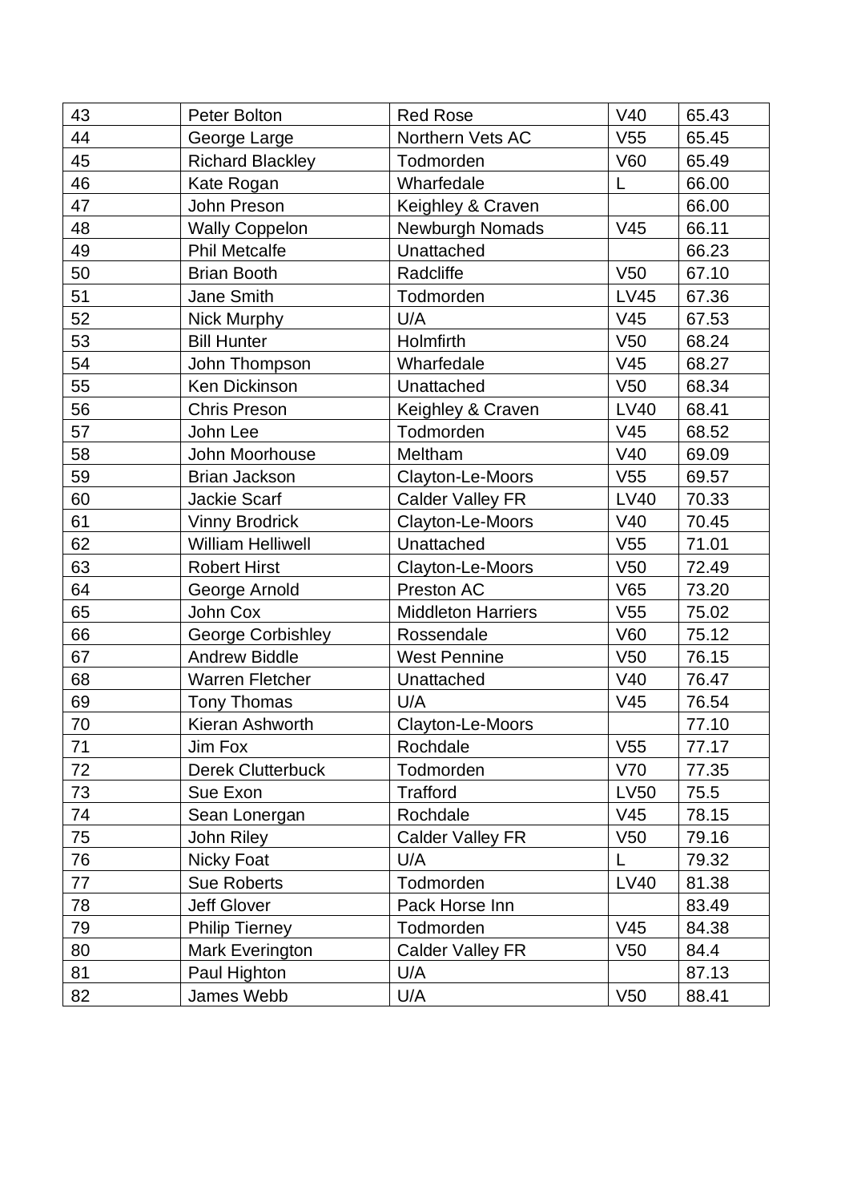| | | | | |
|---|---|---|---|---|
| 43 | Peter Bolton | Red Rose | V40 | 65.43 |
| 44 | George Large | Northern Vets AC | V55 | 65.45 |
| 45 | Richard Blackley | Todmorden | V60 | 65.49 |
| 46 | Kate Rogan | Wharfedale | L | 66.00 |
| 47 | John Preson | Keighley & Craven | | 66.00 |
| 48 | Wally Coppelon | Newburgh Nomads | V45 | 66.11 |
| 49 | Phil Metcalfe | Unattached | | 66.23 |
| 50 | Brian Booth | Radcliffe | V50 | 67.10 |
| 51 | Jane Smith | Todmorden | LV45 | 67.36 |
| 52 | Nick Murphy | U/A | V45 | 67.53 |
| 53 | Bill Hunter | Holmfirth | V50 | 68.24 |
| 54 | John Thompson | Wharfedale | V45 | 68.27 |
| 55 | Ken Dickinson | Unattached | V50 | 68.34 |
| 56 | Chris Preson | Keighley & Craven | LV40 | 68.41 |
| 57 | John Lee | Todmorden | V45 | 68.52 |
| 58 | John Moorhouse | Meltham | V40 | 69.09 |
| 59 | Brian Jackson | Clayton-Le-Moors | V55 | 69.57 |
| 60 | Jackie Scarf | Calder Valley FR | LV40 | 70.33 |
| 61 | Vinny Brodrick | Clayton-Le-Moors | V40 | 70.45 |
| 62 | William Helliwell | Unattached | V55 | 71.01 |
| 63 | Robert Hirst | Clayton-Le-Moors | V50 | 72.49 |
| 64 | George Arnold | Preston AC | V65 | 73.20 |
| 65 | John Cox | Middleton Harriers | V55 | 75.02 |
| 66 | George Corbishley | Rossendale | V60 | 75.12 |
| 67 | Andrew Biddle | West Pennine | V50 | 76.15 |
| 68 | Warren Fletcher | Unattached | V40 | 76.47 |
| 69 | Tony Thomas | U/A | V45 | 76.54 |
| 70 | Kieran Ashworth | Clayton-Le-Moors | | 77.10 |
| 71 | Jim Fox | Rochdale | V55 | 77.17 |
| 72 | Derek Clutterbuck | Todmorden | V70 | 77.35 |
| 73 | Sue Exon | Trafford | LV50 | 75.5 |
| 74 | Sean Lonergan | Rochdale | V45 | 78.15 |
| 75 | John Riley | Calder Valley FR | V50 | 79.16 |
| 76 | Nicky Foat | U/A | L | 79.32 |
| 77 | Sue Roberts | Todmorden | LV40 | 81.38 |
| 78 | Jeff Glover | Pack Horse Inn | | 83.49 |
| 79 | Philip Tierney | Todmorden | V45 | 84.38 |
| 80 | Mark Everington | Calder Valley FR | V50 | 84.4 |
| 81 | Paul Highton | U/A | | 87.13 |
| 82 | James Webb | U/A | V50 | 88.41 |